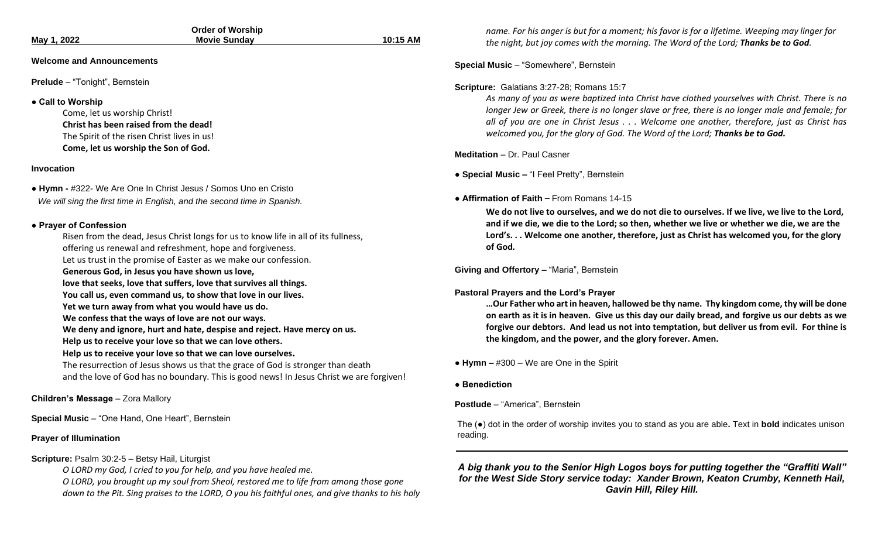**May 1, 2022** — **Order of Worship** — **Movie Sunday** — **10:15 AM**

**Welcome and Announcements**

**Prelude** – "Tonight", Bernstein

**● Call to Worship**

Come, let us worship Christ!
**Christ has been raised from the dead!**
The Spirit of the risen Christ lives in us!
**Come, let us worship the Son of God.**

**Invocation**

**● Hymn -** #322- We Are One In Christ Jesus / Somos Uno en Cristo
*We will sing the first time in English, and the second time in Spanish.*

**● Prayer of Confession**

Risen from the dead, Jesus Christ longs for us to know life in all of its fullness,
offering us renewal and refreshment, hope and forgiveness.
Let us trust in the promise of Easter as we make our confession.
**Generous God, in Jesus you have shown us love,**
**love that seeks, love that suffers, love that survives all things.**
**You call us, even command us, to show that love in our lives.**
**Yet we turn away from what you would have us do.**
**We confess that the ways of love are not our ways.**
**We deny and ignore, hurt and hate, despise and reject. Have mercy on us.**
**Help us to receive your love so that we can love others.**
**Help us to receive your love so that we can love ourselves.**
The resurrection of Jesus shows us that the grace of God is stronger than death
and the love of God has no boundary. This is good news! In Jesus Christ we are forgiven!

**Children's Message** – Zora Mallory

**Special Music** – "One Hand, One Heart", Bernstein

**Prayer of Illumination**

**Scripture:** Psalm 30:2-5 – Betsy Hail, Liturgist

*O LORD my God, I cried to you for help, and you have healed me.*
*O LORD, you brought up my soul from Sheol, restored me to life from among those gone down to the Pit. Sing praises to the LORD, O you his faithful ones, and give thanks to his holy name. For his anger is but for a moment; his favor is for a lifetime. Weeping may linger for the night, but joy comes with the morning. The Word of the Lord;* ***Thanks be to God****.*

**Special Music** – "Somewhere", Bernstein

**Scripture:** Galatians 3:27-28; Romans 15:7

*As many of you as were baptized into Christ have clothed yourselves with Christ. There is no longer Jew or Greek, there is no longer slave or free, there is no longer male and female; for all of you are one in Christ Jesus . . . Welcome one another, therefore, just as Christ has welcomed you, for the glory of God. The Word of the Lord;* ***Thanks be to God.***

**Meditation** – Dr. Paul Casner

**● Special Music –** "I Feel Pretty", Bernstein

**● Affirmation of Faith** – From Romans 14-15

**We do not live to ourselves, and we do not die to ourselves. If we live, we live to the Lord, and if we die, we die to the Lord; so then, whether we live or whether we die, we are the Lord's. . . Welcome one another, therefore, just as Christ has welcomed you, for the glory of God.**

**Giving and Offertory –** "Maria", Bernstein

**Pastoral Prayers and the Lord's Prayer**

**…Our Father who art in heaven, hallowed be thy name. Thy kingdom come, thy will be done on earth as it is in heaven. Give us this day our daily bread, and forgive us our debts as we forgive our debtors. And lead us not into temptation, but deliver us from evil. For thine is the kingdom, and the power, and the glory forever. Amen.**

**● Hymn –** #300 – We are One in the Spirit

**● Benediction**

**Postlude** – "America", Bernstein

The (●) dot in the order of worship invites you to stand as you are able**.** Text in **bold** indicates unison reading.

---

***A big thank you to the Senior High Logos boys for putting together the "Graffiti Wall" for the West Side Story service today: Xander Brown, Keaton Crumby, Kenneth Hail, Gavin Hill, Riley Hill.***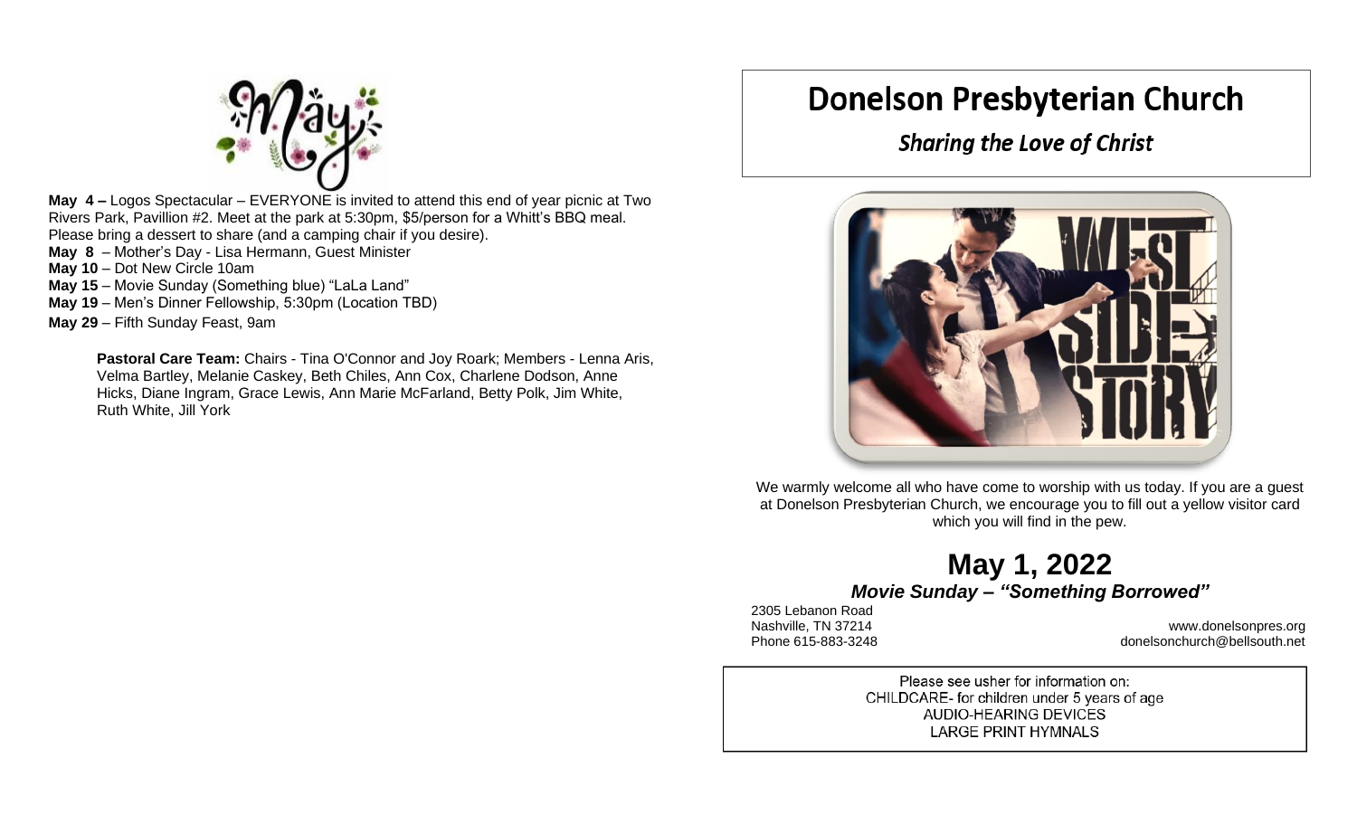**May 4 –** Logos Spectacular – EVERYONE is invited to attend this end of year picnic at Two Rivers Park, Pavillion #2. Meet at the park at 5:30pm, $5/person for a Whitt's BBQ meal. Please bring a dessert to share (and a camping chair if you desire).

**May 8** – Mother's Day - Lisa Hermann, Guest Minister

**May 10** – Dot New Circle 10am

**May 15** – Movie Sunday (Something blue) "LaLa Land"

**May 19** – Men's Dinner Fellowship, 5:30pm (Location TBD)

**May 29** – Fifth Sunday Feast, 9am

**Pastoral Care Team:** Chairs - Tina O'Connor and Joy Roark; Members - Lenna Aris, Velma Bartley, Melanie Caskey, Beth Chiles, Ann Cox, Charlene Dodson, Anne Hicks, Diane Ingram, Grace Lewis, Ann Marie McFarland, Betty Polk, Jim White, Ruth White, Jill York

# Donelson Presbyterian Church

***Sharing the Love of Christ***

We warmly welcome all who have come to worship with us today. If you are a guest at Donelson Presbyterian Church, we encourage you to fill out a yellow visitor card which you will find in the pew.

## May 1, 2022

***Movie Sunday – "Something Borrowed"***

2305 Lebanon Road
Nashville, TN 37214
Phone 615-883-3248

www.donelsonpres.org
donelsonchurch@bellsouth.net

Please see usher for information on:
CHILDCARE- for children under 5 years of age
AUDIO-HEARING DEVICES
LARGE PRINT HYMNALS